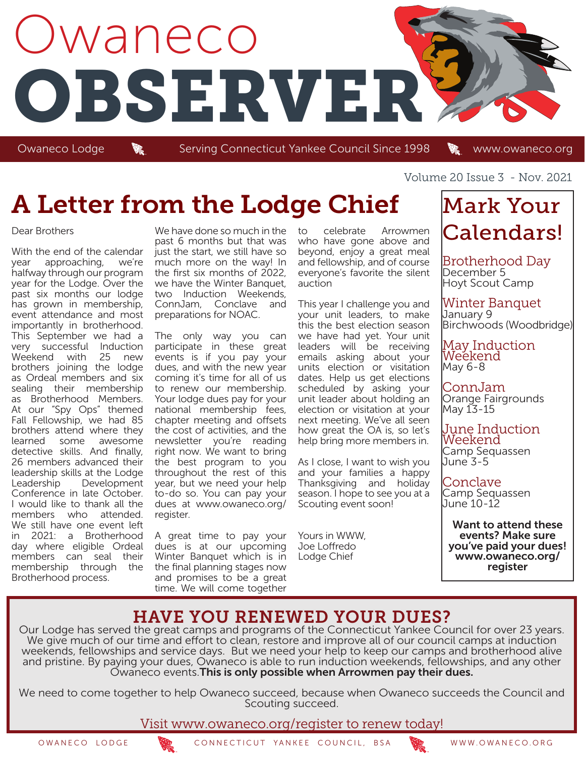# Owaneco OBSERVER

Owaneco Lodge · Serving Connecticut Yankee Council Since 1998 · www.owaneco.org

Volume 20 Issue 3 - Nov. 2021

## A Letter from the Lodge Chief

Dear Brothers

With the end of the calendar year approaching, we're halfway through our program year for the Lodge. Over the past six months our lodge has grown in membership, event attendance and most importantly in brotherhood. This September we had a very successful Induction Weekend with 25 new brothers joining the lodge as Ordeal members and six sealing their membership as Brotherhood Members. At our "Spy Ops" themed Fall Fellowship, we had 85 brothers attend where they learned some awesome detective skills. And finally, 26 members advanced their leadership skills at the Lodge Leadership Development Conference in late October. I would like to thank all the members who attended. We still have one event left in 2021: a Brotherhood day where eligible Ordeal members can seal their membership through the Brotherhood process.

We have done so much in the past 6 months but that was just the start, we still have so much more on the way! In the first six months of 2022, we have the Winter Banquet, two Induction Weekends, ConnJam, Conclave and preparations for NOAC.

The only way you can participate in these great events is if you pay your dues, and with the new year coming it's time for all of us to renew our membership. Your lodge dues pay for your national membership fees, chapter meeting and offsets the cost of activities, and the newsletter you're reading right now. We want to bring the best program to you throughout the rest of this year, but we need your help to-do so. You can pay your dues at www.owaneco.org/register.

A great time to pay your dues is at our upcoming Winter Banquet which is in the final planning stages now and promises to be a great time. We will come together to celebrate Arrowmen who have gone above and beyond, enjoy a great meal and fellowship, and of course everyone's favorite the silent auction

This year I challenge you and your unit leaders, to make this the best election season we have had yet. Your unit leaders will be receiving emails asking about your units election or visitation dates. Help us get elections scheduled by asking your unit leader about holding an election or visitation at your next meeting. We've all seen how great the OA is, so let's help bring more members in.

As I close, I want to wish you and your families a happy Thanksgiving and holiday season. I hope to see you at a Scouting event soon!

Yours in WWW,
Joe Loffredo
Lodge Chief

## Mark Your Calendars!

**Brotherhood Day**
December 5
Hoyt Scout Camp

**Winter Banquet**
January 9
Birchwoods (Woodbridge)

**May Induction Weekend**
May 6-8

**ConnJam**
Orange Fairgrounds
May 13-15

**June Induction Weekend**
Camp Sequassen
June 3-5

**Conclave**
Camp Sequassen
June 10-12

**Want to attend these events? Make sure you've paid your dues! www.owaneco.org/register**

## HAVE YOU RENEWED YOUR DUES?

Our Lodge has served the great camps and programs of the Connecticut Yankee Council for over 23 years. We give much of our time and effort to clean, restore and improve all of our council camps at induction weekends, fellowships and service days. But we need your help to keep our camps and brotherhood alive and pristine. By paying your dues, Owaneco is able to run induction weekends, fellowships, and any other Owaneco events. **This is only possible when Arrowmen pay their dues.**

We need to come together to help Owaneco succeed, because when Owaneco succeeds the Council and Scouting succeed.

Visit www.owaneco.org/register to renew today!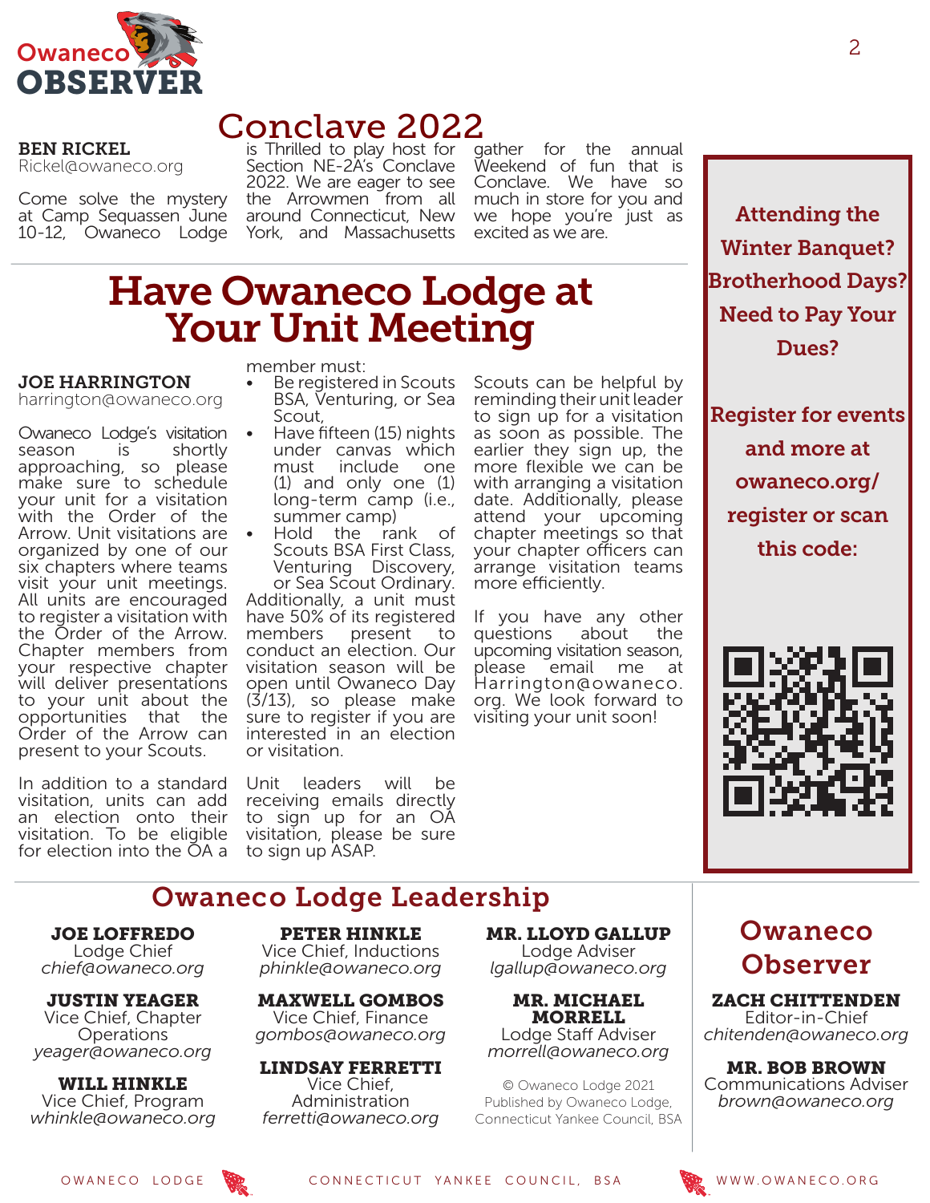# Conclave 2022

**BEN RICKEL**
Rickel@owaneco.org

Come solve the mystery at Camp Sequassen June 10-12, Owaneco Lodge is Thrilled to play host for Section NE-2A's Conclave 2022. We are eager to see the Arrowmen from all around Connecticut, New York, and Massachusetts gather for the annual Weekend of fun that is Conclave. We have so much in store for you and we hope you're just as excited as we are.

# Have Owaneco Lodge at Your Unit Meeting

**JOE HARRINGTON**
harrington@owaneco.org

Owaneco Lodge's visitation season is shortly approaching, so please make sure to schedule your unit for a visitation with the Order of the Arrow. Unit visitations are organized by one of our six chapters where teams visit your unit meetings. All units are encouraged to register a visitation with the Order of the Arrow. Chapter members from your respective chapter will deliver presentations to your unit about the opportunities that the Order of the Arrow can present to your Scouts.

In addition to a standard visitation, units can add an election onto their visitation. To be eligible for election into the OA a member must:

- Be registered in Scouts BSA, Venturing, or Sea Scout,
- Have fifteen (15) nights under canvas which must include one (1) and only one (1) long-term camp (i.e., summer camp)
- Hold the rank of Scouts BSA First Class, Venturing Discovery, or Sea Scout Ordinary.

Additionally, a unit must have 50% of its registered members present to conduct an election. Our visitation season will be open until Owaneco Day (3/13), so please make sure to register if you are interested in an election or visitation.

Unit leaders will be receiving emails directly to sign up for an OA visitation, please be sure to sign up ASAP.

Scouts can be helpful by reminding their unit leader to sign up for a visitation as soon as possible. The earlier they sign up, the more flexible we can be with arranging a visitation date. Additionally, please attend your upcoming chapter meetings so that your chapter officers can arrange visitation teams more efficiently.

If you have any other questions about the upcoming visitation season, please email me at Harrington@owaneco.org. We look forward to visiting your unit soon!

**Attending the Winter Banquet? Brotherhood Days? Need to Pay Your Dues?**

**Register for events and more at owaneco.org/register or scan this code:**

## Owaneco Lodge Leadership

**JOE LOFFREDO**
Lodge Chief
*chief@owaneco.org*

**JUSTIN YEAGER**
Vice Chief, Chapter Operations
*yeager@owaneco.org*

**WILL HINKLE**
Vice Chief, Program
*whinkle@owaneco.org*

**PETER HINKLE**
Vice Chief, Inductions
*phinkle@owaneco.org*

**MAXWELL GOMBOS**
Vice Chief, Finance
*gombos@owaneco.org*

**LINDSAY FERRETTI**
Vice Chief, Administration
*ferretti@owaneco.org*

**MR. LLOYD GALLUP**
Lodge Adviser
*lgallup@owaneco.org*

**MR. MICHAEL MORRELL**
Lodge Staff Adviser
*morrell@owaneco.org*

© Owaneco Lodge 2021
Published by Owaneco Lodge, Connecticut Yankee Council, BSA

## Owaneco Observer

**ZACH CHITTENDEN**
Editor-in-Chief
*chitenden@owaneco.org*

**MR. BOB BROWN**
Communications Adviser
*brown@owaneco.org*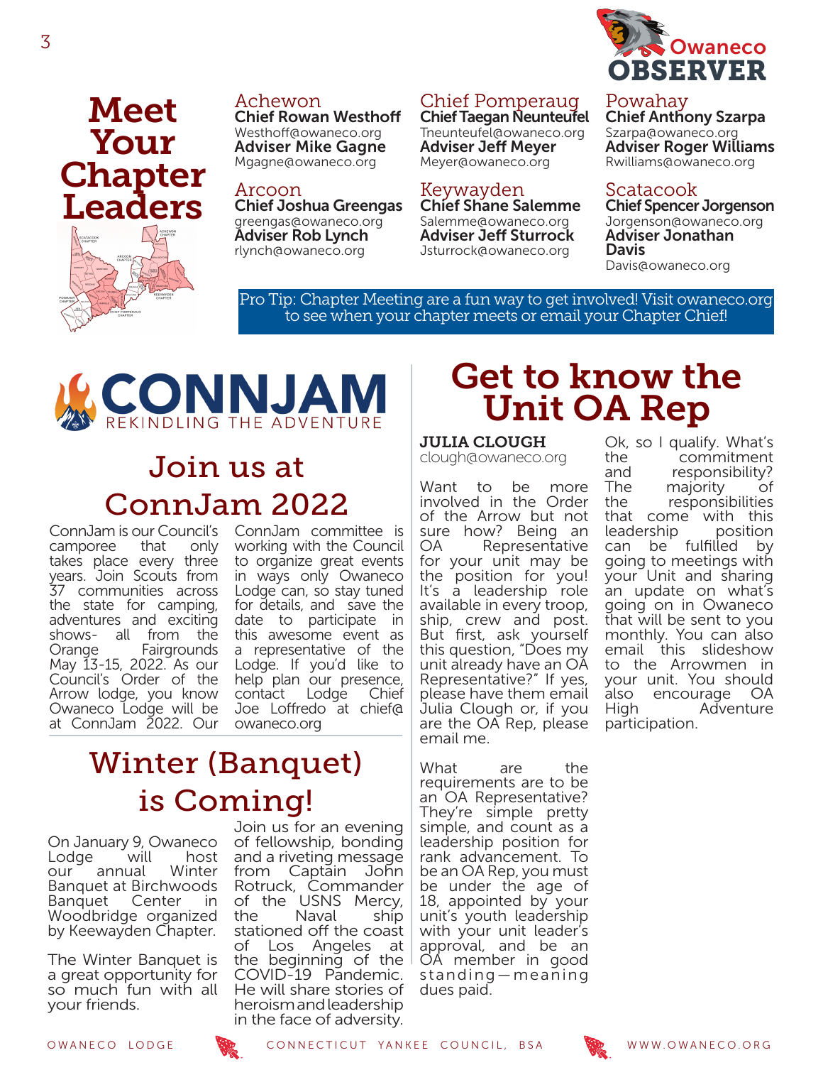# Meet Your Chapter Leaders

**Achewon**
**Chief Rowan Westhoff**
Westhoff@owaneco.org
**Adviser Mike Gagne**
Mgagne@owaneco.org

**Arcoon**
**Chief Joshua Greengas**
greengas@owaneco.org
**Adviser Rob Lynch**
rlynch@owaneco.org

**Chief Pomperaug**
**Chief Taegan Neunteufel**
Tneunteufel@owaneco.org
**Adviser Jeff Meyer**
Meyer@owaneco.org

**Keywayden**
**Chief Shane Salemme**
Salemme@owaneco.org
**Adviser Jeff Sturrock**
Jsturrock@owaneco.org

**Powahay**
**Chief Anthony Szarpa**
Szarpa@owaneco.org
**Adviser Roger Williams**
Rwilliams@owaneco.org

**Scatacook**
**Chief Spencer Jorgenson**
Jorgenson@owaneco.org
**Adviser Jonathan Davis**
Davis@owaneco.org

Pro Tip: Chapter Meeting are a fun way to get involved! Visit owaneco.org to see when your chapter meets or email your Chapter Chief!

# CONNJAM
REKINDLING THE ADVENTURE

## Join us at ConnJam 2022

ConnJam is our Council's camporee that only takes place every three years. Join Scouts from 37 communities across the state for camping, adventures and exciting shows- all from the Orange Fairgrounds May 13-15, 2022. As our Council's Order of the Arrow lodge, you know Owaneco Lodge will be at ConnJam 2022. Our ConnJam committee is working with the Council to organize great events in ways only Owaneco Lodge can, so stay tuned for details, and save the date to participate in this awesome event as a representative of the Lodge. If you'd like to help plan our presence, contact Lodge Chief Joe Loffredo at chief@owaneco.org

## Winter (Banquet) is Coming!

On January 9, Owaneco Lodge will host our annual Winter Banquet at Birchwoods Banquet Center in Woodbridge organized by Keewayden Chapter.

The Winter Banquet is a great opportunity for so much fun with all your friends.

Join us for an evening of fellowship, bonding and a riveting message from Captain John Rotruck, Commander of the USNS Mercy, the Naval ship stationed off the coast of Los Angeles at the beginning of the COVID-19 Pandemic. He will share stories of heroism and leadership in the face of adversity.

# Get to know the Unit OA Rep

**JULIA CLOUGH**
clough@owaneco.org

Want to be more involved in the Order of the Arrow but not sure how? Being an OA Representative for your unit may be the position for you! It's a leadership role available in every troop, ship, crew and post. But first, ask yourself this question, "Does my unit already have an OA Representative?" If yes, please have them email Julia Clough or, if you are the OA Rep, please email me.

What are the requirements are to be an OA Representative? They're simple pretty simple, and count as a leadership position for rank advancement. To be an OA Rep, you must be under the age of 18, appointed by your unit's youth leadership with your unit leader's approval, and be an OA member in good standing—meaning dues paid.

Ok, so I qualify. What's the commitment and responsibility? The majority of the responsibilities that come with this leadership position can be fulfilled by going to meetings with your Unit and sharing an update on what's going on in Owaneco that will be sent to you monthly. You can also email this slideshow to the Arrowmen in your unit. You should also encourage OA High Adventure participation.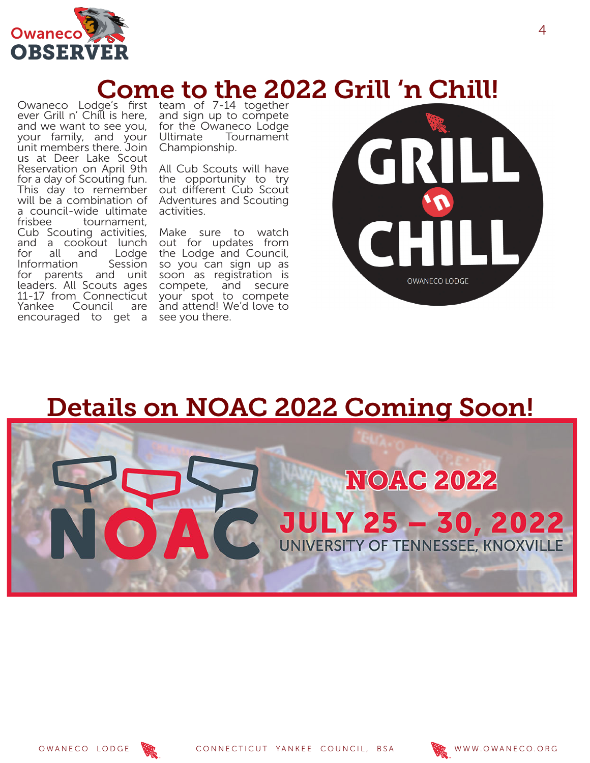# Come to the 2022 Grill 'n Chill!

Owaneco Lodge's first ever Grill n' Chill is here, and we want to see you, your family, and your unit members there. Join us at Deer Lake Scout Reservation on April 9th for a day of Scouting fun. This day to remember will be a combination of a council-wide ultimate frisbee tournament, Cub Scouting activities, and a cookout lunch for all and Lodge Information Session for parents and unit leaders. All Scouts ages 11-17 from Connecticut Yankee Council are encouraged to get a team of 7-14 together and sign up to compete for the Owaneco Lodge Ultimate Tournament Championship.

All Cub Scouts will have the opportunity to try out different Cub Scout Adventures and Scouting activities.

Make sure to watch out for updates from the Lodge and Council, so you can sign up as soon as registration is compete, and secure your spot to compete and attend! We'd love to see you there.

GRILL 'n CHILL

OWANECO LODGE

# Details on NOAC 2022 Coming Soon!

NOAC

NOAC 2022

JULY 25 – 30, 2022

UNIVERSITY OF TENNESSEE, KNOXVILLE